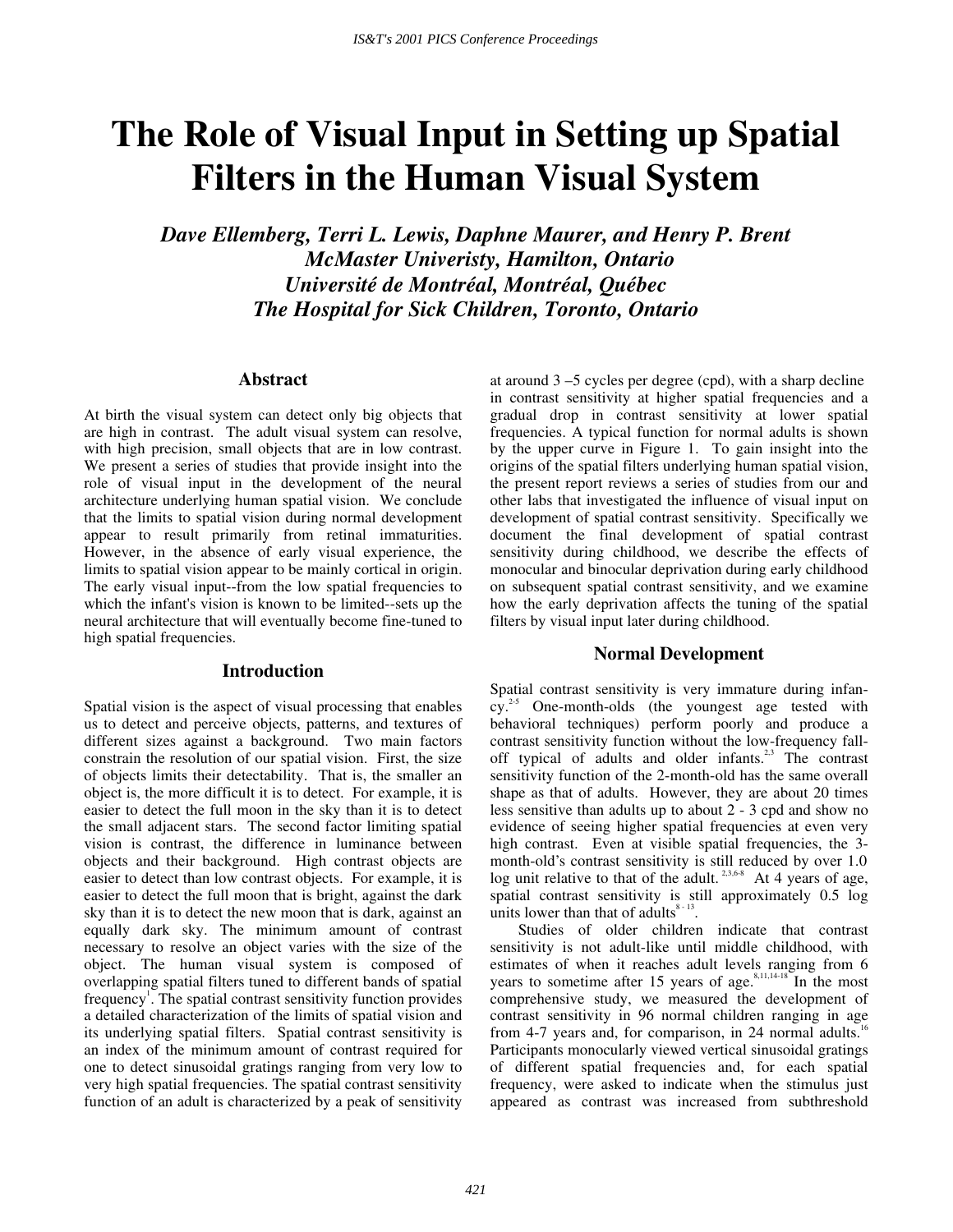# The Role of Visual Input in Setting up Spatial Filters in the Human Visual System

*Dave Ellemberg, Terri L. Lewis, Daphne Maurer, and Henry P. Brent*
*McMaster Univeristy, Hamilton, Ontario*
*Université de Montréal, Montréal, Québec*
*The Hospital for Sick Children, Toronto, Ontario*

## Abstract

At birth the visual system can detect only big objects that are high in contrast. The adult visual system can resolve, with high precision, small objects that are in low contrast. We present a series of studies that provide insight into the role of visual input in the development of the neural architecture underlying human spatial vision. We conclude that the limits to spatial vision during normal development appear to result primarily from retinal immaturities. However, in the absence of early visual experience, the limits to spatial vision appear to be mainly cortical in origin. The early visual input--from the low spatial frequencies to which the infant's vision is known to be limited--sets up the neural architecture that will eventually become fine-tuned to high spatial frequencies.

## Introduction

Spatial vision is the aspect of visual processing that enables us to detect and perceive objects, patterns, and textures of different sizes against a background. Two main factors constrain the resolution of our spatial vision. First, the size of objects limits their detectability. That is, the smaller an object is, the more difficult it is to detect. For example, it is easier to detect the full moon in the sky than it is to detect the small adjacent stars. The second factor limiting spatial vision is contrast, the difference in luminance between objects and their background. High contrast objects are easier to detect than low contrast objects. For example, it is easier to detect the full moon that is bright, against the dark sky than it is to detect the new moon that is dark, against an equally dark sky. The minimum amount of contrast necessary to resolve an object varies with the size of the object. The human visual system is composed of overlapping spatial filters tuned to different bands of spatial frequency[1]. The spatial contrast sensitivity function provides a detailed characterization of the limits of spatial vision and its underlying spatial filters. Spatial contrast sensitivity is an index of the minimum amount of contrast required for one to detect sinusoidal gratings ranging from very low to very high spatial frequencies. The spatial contrast sensitivity function of an adult is characterized by a peak of sensitivity at around 3 –5 cycles per degree (cpd), with a sharp decline in contrast sensitivity at higher spatial frequencies and a gradual drop in contrast sensitivity at lower spatial frequencies. A typical function for normal adults is shown by the upper curve in Figure 1. To gain insight into the origins of the spatial filters underlying human spatial vision, the present report reviews a series of studies from our and other labs that investigated the influence of visual input on development of spatial contrast sensitivity. Specifically we document the final development of spatial contrast sensitivity during childhood, we describe the effects of monocular and binocular deprivation during early childhood on subsequent spatial contrast sensitivity, and we examine how the early deprivation affects the tuning of the spatial filters by visual input later during childhood.

## Normal Development

Spatial contrast sensitivity is very immature during infancy.[2-5] One-month-olds (the youngest age tested with behavioral techniques) perform poorly and produce a contrast sensitivity function without the low-frequency fall-off typical of adults and older infants.[2,3] The contrast sensitivity function of the 2-month-old has the same overall shape as that of adults. However, they are about 20 times less sensitive than adults up to about 2 - 3 cpd and show no evidence of seeing higher spatial frequencies at even very high contrast. Even at visible spatial frequencies, the 3-month-old's contrast sensitivity is still reduced by over 1.0 log unit relative to that of the adult.[2,3,6-8] At 4 years of age, spatial contrast sensitivity is still approximately 0.5 log units lower than that of adults[8-13].

Studies of older children indicate that contrast sensitivity is not adult-like until middle childhood, with estimates of when it reaches adult levels ranging from 6 years to sometime after 15 years of age.[8,11,14-18] In the most comprehensive study, we measured the development of contrast sensitivity in 96 normal children ranging in age from 4-7 years and, for comparison, in 24 normal adults.[16] Participants monocularly viewed vertical sinusoidal gratings of different spatial frequencies and, for each spatial frequency, were asked to indicate when the stimulus just appeared as contrast was increased from subthreshold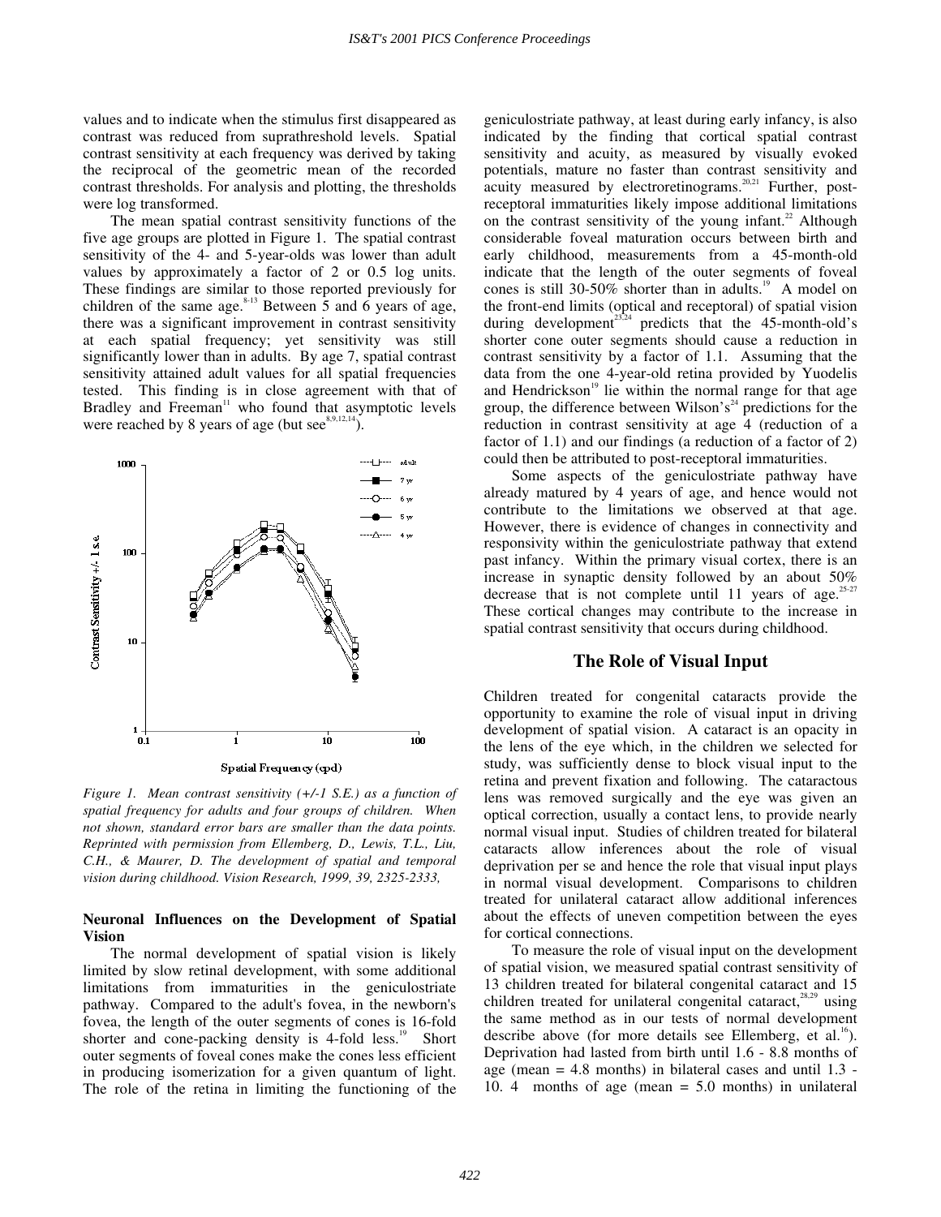values and to indicate when the stimulus first disappeared as contrast was reduced from suprathreshold levels. Spatial contrast sensitivity at each frequency was derived by taking the reciprocal of the geometric mean of the recorded contrast thresholds. For analysis and plotting, the thresholds were log transformed.

The mean spatial contrast sensitivity functions of the five age groups are plotted in Figure 1. The spatial contrast sensitivity of the 4- and 5-year-olds was lower than adult values by approximately a factor of 2 or 0.5 log units. These findings are similar to those reported previously for children of the same age.[8-13] Between 5 and 6 years of age, there was a significant improvement in contrast sensitivity at each spatial frequency; yet sensitivity was still significantly lower than in adults. By age 7, spatial contrast sensitivity attained adult values for all spatial frequencies tested. This finding is in close agreement with that of Bradley and Freeman[11] who found that asymptotic levels were reached by 8 years of age (but see[8,9,12,14]).

*Figure 1. Mean contrast sensitivity (+/-1 S.E.) as a function of spatial frequency for adults and four groups of children. When not shown, standard error bars are smaller than the data points. Reprinted with permission from Ellemberg, D., Lewis, T.L., Liu, C.H., & Maurer, D. The development of spatial and temporal vision during childhood. Vision Research, 1999, 39, 2325-2333,*

### Neuronal Influences on the Development of Spatial Vision

The normal development of spatial vision is likely limited by slow retinal development, with some additional limitations from immaturities in the geniculostriate pathway. Compared to the adult's fovea, in the newborn's fovea, the length of the outer segments of cones is 16-fold shorter and cone-packing density is 4-fold less.[19] Short outer segments of foveal cones make the cones less efficient in producing isomerization for a given quantum of light. The role of the retina in limiting the functioning of the geniculostriate pathway, at least during early infancy, is also indicated by the finding that cortical spatial contrast sensitivity and acuity, as measured by visually evoked potentials, mature no faster than contrast sensitivity and acuity measured by electroretinograms.[20,21] Further, post-receptoral immaturities likely impose additional limitations on the contrast sensitivity of the young infant.[22] Although considerable foveal maturation occurs between birth and early childhood, measurements from a 45-month-old indicate that the length of the outer segments of foveal cones is still 30-50% shorter than in adults.[19] A model on the front-end limits (optical and receptoral) of spatial vision during development[23,24] predicts that the 45-month-old's shorter cone outer segments should cause a reduction in contrast sensitivity by a factor of 1.1. Assuming that the data from the one 4-year-old retina provided by Yuodelis and Hendrickson[19] lie within the normal range for that age group, the difference between Wilson's[24] predictions for the reduction in contrast sensitivity at age 4 (reduction of a factor of 1.1) and our findings (a reduction of a factor of 2) could then be attributed to post-receptoral immaturities.

Some aspects of the geniculostriate pathway have already matured by 4 years of age, and hence would not contribute to the limitations we observed at that age. However, there is evidence of changes in connectivity and responsivity within the geniculostriate pathway that extend past infancy. Within the primary visual cortex, there is an increase in synaptic density followed by an about 50% decrease that is not complete until 11 years of age.[25-27] These cortical changes may contribute to the increase in spatial contrast sensitivity that occurs during childhood.

## The Role of Visual Input

Children treated for congenital cataracts provide the opportunity to examine the role of visual input in driving development of spatial vision. A cataract is an opacity in the lens of the eye which, in the children we selected for study, was sufficiently dense to block visual input to the retina and prevent fixation and following. The cataractous lens was removed surgically and the eye was given an optical correction, usually a contact lens, to provide nearly normal visual input. Studies of children treated for bilateral cataracts allow inferences about the role of visual deprivation per se and hence the role that visual input plays in normal visual development. Comparisons to children treated for unilateral cataract allow additional inferences about the effects of uneven competition between the eyes for cortical connections.

To measure the role of visual input on the development of spatial vision, we measured spatial contrast sensitivity of 13 children treated for bilateral congenital cataract and 15 children treated for unilateral congenital cataract,[28,29] using the same method as in our tests of normal development describe above (for more details see Ellemberg, et al.[16]). Deprivation had lasted from birth until 1.6 - 8.8 months of age (mean = 4.8 months) in bilateral cases and until 1.3 - 10. 4 months of age (mean = 5.0 months) in unilateral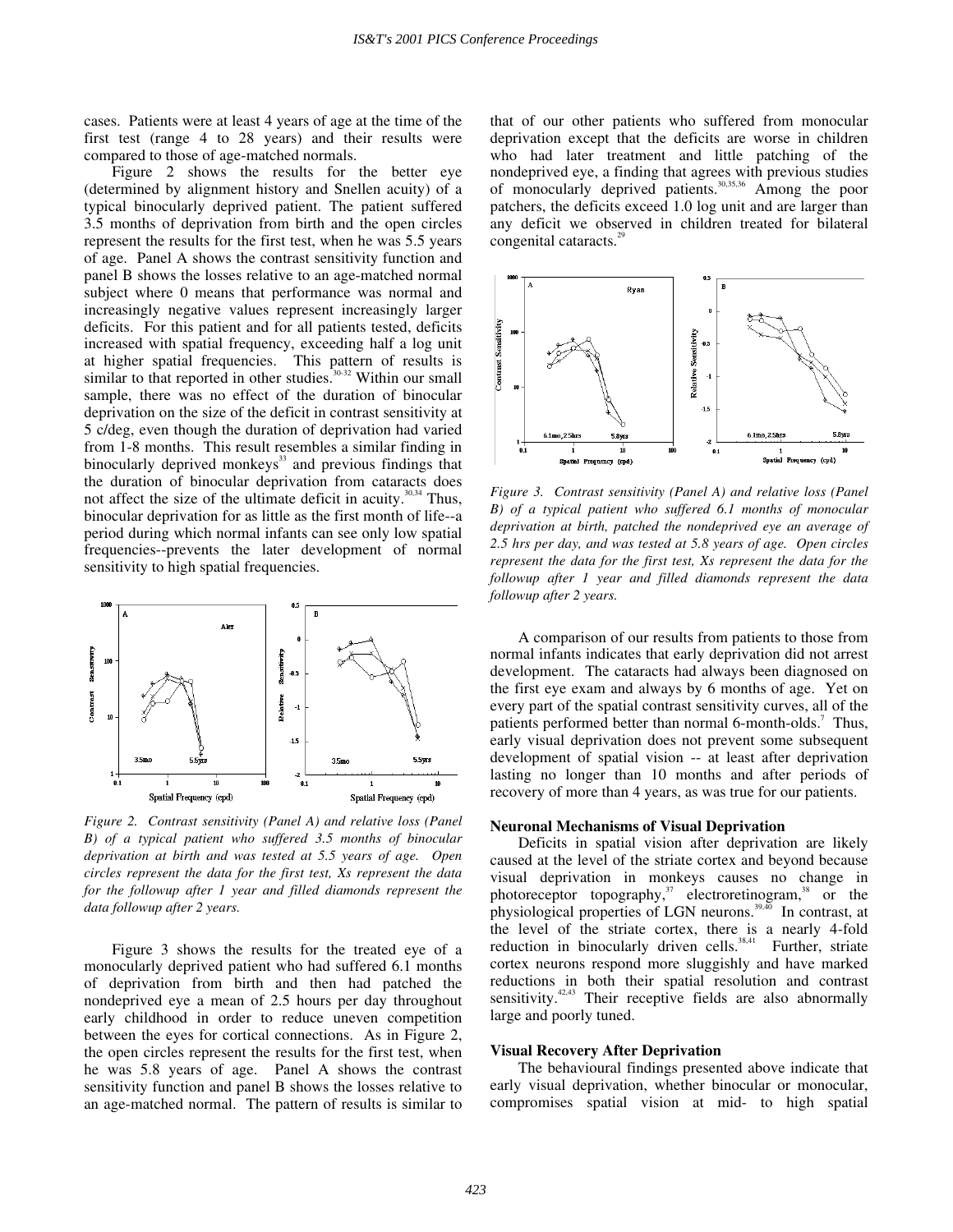cases. Patients were at least 4 years of age at the time of the first test (range 4 to 28 years) and their results were compared to those of age-matched normals.

Figure 2 shows the results for the better eye (determined by alignment history and Snellen acuity) of a typical binocularly deprived patient. The patient suffered 3.5 months of deprivation from birth and the open circles represent the results for the first test, when he was 5.5 years of age. Panel A shows the contrast sensitivity function and panel B shows the losses relative to an age-matched normal subject where 0 means that performance was normal and increasingly negative values represent increasingly larger deficits. For this patient and for all patients tested, deficits increased with spatial frequency, exceeding half a log unit at higher spatial frequencies. This pattern of results is similar to that reported in other studies.[30-32] Within our small sample, there was no effect of the duration of binocular deprivation on the size of the deficit in contrast sensitivity at 5 c/deg, even though the duration of deprivation had varied from 1-8 months. This result resembles a similar finding in binocularly deprived monkeys[33] and previous findings that the duration of binocular deprivation from cataracts does not affect the size of the ultimate deficit in acuity.[30,34] Thus, binocular deprivation for as little as the first month of life--a period during which normal infants can see only low spatial frequencies--prevents the later development of normal sensitivity to high spatial frequencies.

*Figure 2. Contrast sensitivity (Panel A) and relative loss (Panel B) of a typical patient who suffered 3.5 months of binocular deprivation at birth and was tested at 5.5 years of age. Open circles represent the data for the first test, Xs represent the data for the followup after 1 year and filled diamonds represent the data followup after 2 years.*

Figure 3 shows the results for the treated eye of a monocularly deprived patient who had suffered 6.1 months of deprivation from birth and then had patched the nondeprived eye a mean of 2.5 hours per day throughout early childhood in order to reduce uneven competition between the eyes for cortical connections. As in Figure 2, the open circles represent the results for the first test, when he was 5.8 years of age. Panel A shows the contrast sensitivity function and panel B shows the losses relative to an age-matched normal. The pattern of results is similar to that of our other patients who suffered from monocular deprivation except that the deficits are worse in children who had later treatment and little patching of the nondeprived eye, a finding that agrees with previous studies of monocularly deprived patients.[30,35,36] Among the poor patchers, the deficits exceed 1.0 log unit and are larger than any deficit we observed in children treated for bilateral congenital cataracts.[29]

*Figure 3. Contrast sensitivity (Panel A) and relative loss (Panel B) of a typical patient who suffered 6.1 months of monocular deprivation at birth, patched the nondeprived eye an average of 2.5 hrs per day, and was tested at 5.8 years of age. Open circles represent the data for the first test, Xs represent the data for the followup after 1 year and filled diamonds represent the data followup after 2 years.*

A comparison of our results from patients to those from normal infants indicates that early deprivation did not arrest development. The cataracts had always been diagnosed on the first eye exam and always by 6 months of age. Yet on every part of the spatial contrast sensitivity curves, all of the patients performed better than normal 6-month-olds.[7] Thus, early visual deprivation does not prevent some subsequent development of spatial vision -- at least after deprivation lasting no longer than 10 months and after periods of recovery of more than 4 years, as was true for our patients.

### Neuronal Mechanisms of Visual Deprivation

Deficits in spatial vision after deprivation are likely caused at the level of the striate cortex and beyond because visual deprivation in monkeys causes no change in photoreceptor topography,[37] electroretinogram,[38] or the physiological properties of LGN neurons.[39,40] In contrast, at the level of the striate cortex, there is a nearly 4-fold reduction in binocularly driven cells.[38,41] Further, striate cortex neurons respond more sluggishly and have marked reductions in both their spatial resolution and contrast sensitivity.[42,43] Their receptive fields are also abnormally large and poorly tuned.

### Visual Recovery After Deprivation

The behavioural findings presented above indicate that early visual deprivation, whether binocular or monocular, compromises spatial vision at mid- to high spatial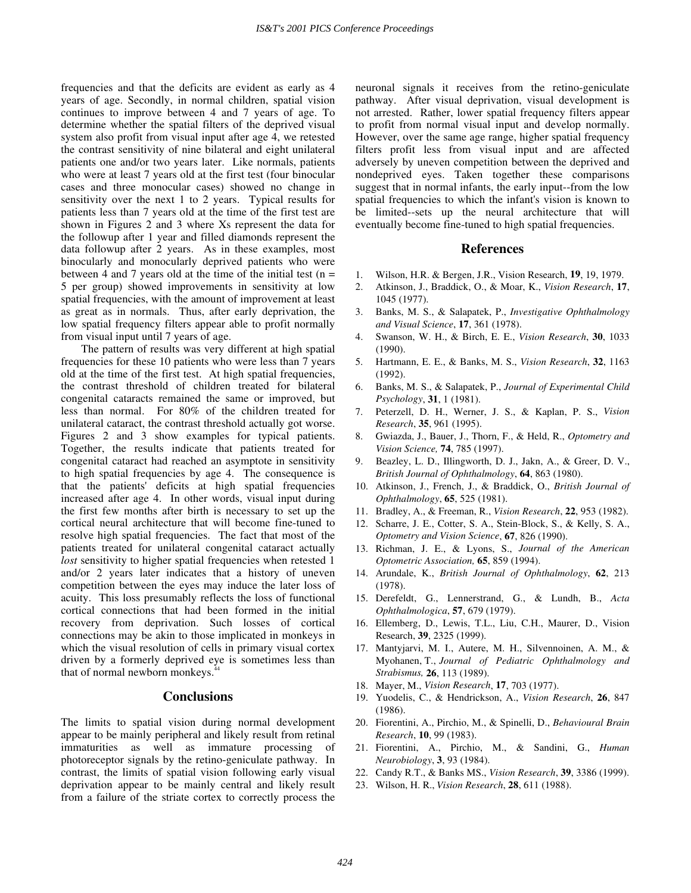frequencies and that the deficits are evident as early as 4 years of age. Secondly, in normal children, spatial vision continues to improve between 4 and 7 years of age. To determine whether the spatial filters of the deprived visual system also profit from visual input after age 4, we retested the contrast sensitivity of nine bilateral and eight unilateral patients one and/or two years later. Like normals, patients who were at least 7 years old at the first test (four binocular cases and three monocular cases) showed no change in sensitivity over the next 1 to 2 years. Typical results for patients less than 7 years old at the time of the first test are shown in Figures 2 and 3 where Xs represent the data for the followup after 1 year and filled diamonds represent the data followup after 2 years. As in these examples, most binocularly and monocularly deprived patients who were between 4 and 7 years old at the time of the initial test (n = 5 per group) showed improvements in sensitivity at low spatial frequencies, with the amount of improvement at least as great as in normals. Thus, after early deprivation, the low spatial frequency filters appear able to profit normally from visual input until 7 years of age.

The pattern of results was very different at high spatial frequencies for these 10 patients who were less than 7 years old at the time of the first test. At high spatial frequencies, the contrast threshold of children treated for bilateral congenital cataracts remained the same or improved, but less than normal. For 80% of the children treated for unilateral cataract, the contrast threshold actually got worse. Figures 2 and 3 show examples for typical patients. Together, the results indicate that patients treated for congenital cataract had reached an asymptote in sensitivity to high spatial frequencies by age 4. The consequence is that the patients' deficits at high spatial frequencies increased after age 4. In other words, visual input during the first few months after birth is necessary to set up the cortical neural architecture that will become fine-tuned to resolve high spatial frequencies. The fact that most of the patients treated for unilateral congenital cataract actually *lost* sensitivity to higher spatial frequencies when retested 1 and/or 2 years later indicates that a history of uneven competition between the eyes may induce the later loss of acuity. This loss presumably reflects the loss of functional cortical connections that had been formed in the initial recovery from deprivation. Such losses of cortical connections may be akin to those implicated in monkeys in which the visual resolution of cells in primary visual cortex driven by a formerly deprived eye is sometimes less than that of normal newborn monkeys.[44]

## Conclusions

The limits to spatial vision during normal development appear to be mainly peripheral and likely result from retinal immaturities as well as immature processing of photoreceptor signals by the retino-geniculate pathway. In contrast, the limits of spatial vision following early visual deprivation appear to be mainly central and likely result from a failure of the striate cortex to correctly process the neuronal signals it receives from the retino-geniculate pathway. After visual deprivation, visual development is not arrested. Rather, lower spatial frequency filters appear to profit from normal visual input and develop normally. However, over the same age range, higher spatial frequency filters profit less from visual input and are affected adversely by uneven competition between the deprived and nondeprived eyes. Taken together these comparisons suggest that in normal infants, the early input--from the low spatial frequencies to which the infant's vision is known to be limited--sets up the neural architecture that will eventually become fine-tuned to high spatial frequencies.

## References

1. Wilson, H.R. & Bergen, J.R., Vision Research, **19**, 19, 1979.
2. Atkinson, J., Braddick, O., & Moar, K., *Vision Research*, **17**, 1045 (1977).
3. Banks, M. S., & Salapatek, P., *Investigative Ophthalmology and Visual Science*, **17**, 361 (1978).
4. Swanson, W. H., & Birch, E. E., *Vision Research*, **30**, 1033 (1990).
5. Hartmann, E. E., & Banks, M. S., *Vision Research*, **32**, 1163 (1992).
6. Banks, M. S., & Salapatek, P., *Journal of Experimental Child Psychology*, **31**, 1 (1981).
7. Peterzell, D. H., Werner, J. S., & Kaplan, P. S., *Vision Research*, **35**, 961 (1995).
8. Gwiazda, J., Bauer, J., Thorn, F., & Held, R., *Optometry and Vision Science,* **74**, 785 (1997).
9. Beazley, L. D., Illingworth, D. J., Jakn, A., & Greer, D. V., *British Journal of Ophthalmology*, **64**, 863 (1980).
10. Atkinson, J., French, J., & Braddick, O., *British Journal of Ophthalmology*, **65**, 525 (1981).
11. Bradley, A., & Freeman, R., *Vision Research*, **22**, 953 (1982).
12. Scharre, J. E., Cotter, S. A., Stein-Block, S., & Kelly, S. A., *Optometry and Vision Science*, **67**, 826 (1990).
13. Richman, J. E., & Lyons, S., *Journal of the American Optometric Association,* **65**, 859 (1994).
14. Arundale, K., *British Journal of Ophthalmology*, **62**, 213 (1978).
15. Derefeldt, G., Lennerstrand, G., & Lundh, B., *Acta Ophthalmologica*, **57**, 679 (1979).
16. Ellemberg, D., Lewis, T.L., Liu, C.H., Maurer, D., Vision Research, **39**, 2325 (1999).
17. Mantyjarvi, M. I., Autere, M. H., Silvennoinen, A. M., & Myohanen, T., *Journal of Pediatric Ophthalmology and Strabismus,* **26**, 113 (1989).
18. Mayer, M., *Vision Research*, **17**, 703 (1977).
19. Yuodelis, C., & Hendrickson, A., *Vision Research*, **26**, 847 (1986).
20. Fiorentini, A., Pirchio, M., & Spinelli, D., *Behavioural Brain Research*, **10**, 99 (1983).
21. Fiorentini, A., Pirchio, M., & Sandini, G., *Human Neurobiology*, **3**, 93 (1984).
22. Candy R.T., & Banks MS., *Vision Research*, **39**, 3386 (1999).
23. Wilson, H. R., *Vision Research*, **28**, 611 (1988).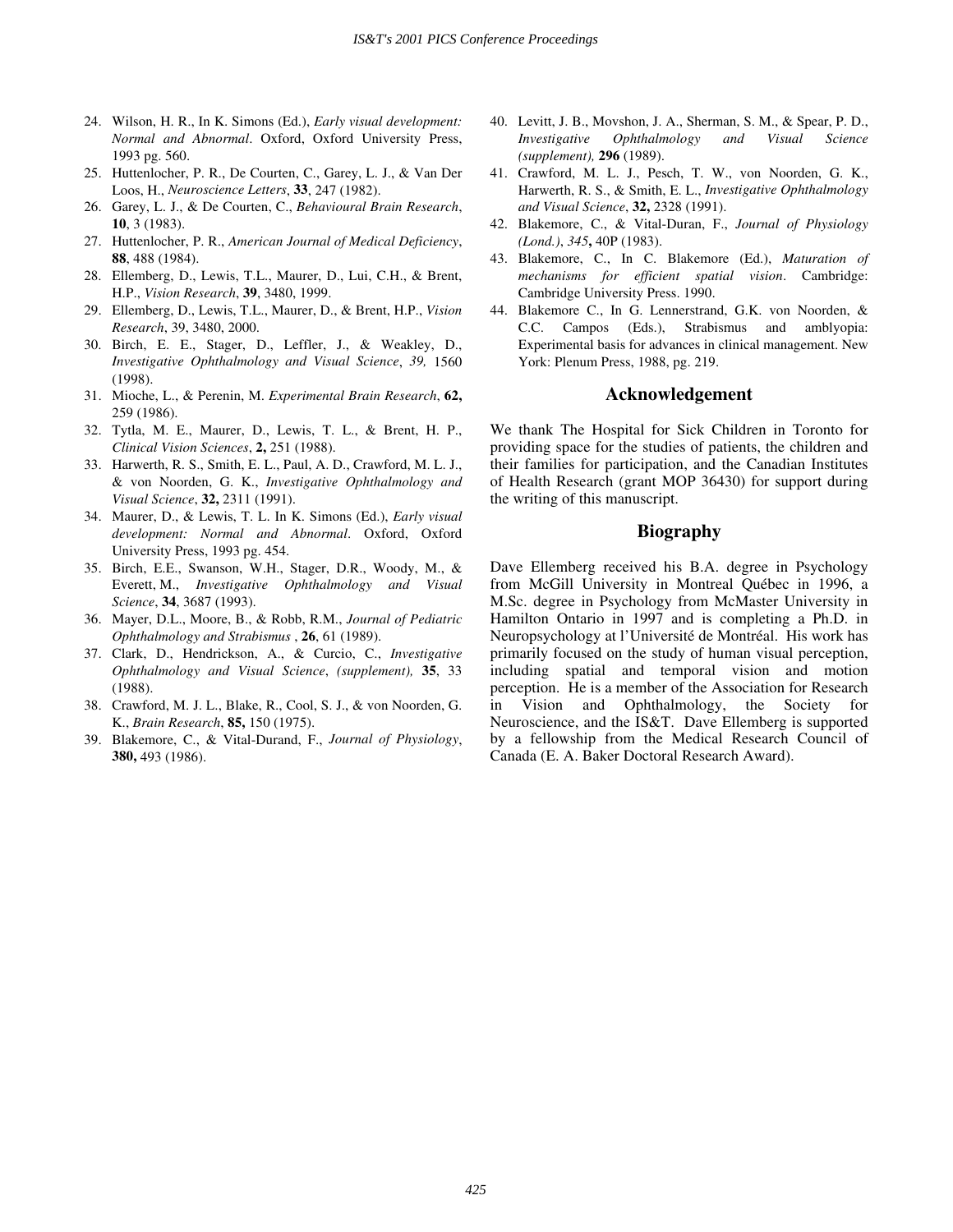24. Wilson, H. R., In K. Simons (Ed.), *Early visual development: Normal and Abnormal*. Oxford, Oxford University Press, 1993 pg. 560.
25. Huttenlocher, P. R., De Courten, C., Garey, L. J., & Van Der Loos, H., *Neuroscience Letters*, **33**, 247 (1982).
26. Garey, L. J., & De Courten, C., *Behavioural Brain Research*, **10**, 3 (1983).
27. Huttenlocher, P. R., *American Journal of Medical Deficiency*, **88**, 488 (1984).
28. Ellemberg, D., Lewis, T.L., Maurer, D., Lui, C.H., & Brent, H.P., *Vision Research*, **39**, 3480, 1999.
29. Ellemberg, D., Lewis, T.L., Maurer, D., & Brent, H.P., *Vision Research*, 39, 3480, 2000.
30. Birch, E. E., Stager, D., Leffler, J., & Weakley, D., *Investigative Ophthalmology and Visual Science*, *39,* 1560 (1998).
31. Mioche, L., & Perenin, M. *Experimental Brain Research*, **62,** 259 (1986).
32. Tytla, M. E., Maurer, D., Lewis, T. L., & Brent, H. P., *Clinical Vision Sciences*, **2,** 251 (1988).
33. Harwerth, R. S., Smith, E. L., Paul, A. D., Crawford, M. L. J., & von Noorden, G. K., *Investigative Ophthalmology and Visual Science*, **32,** 2311 (1991).
34. Maurer, D., & Lewis, T. L. In K. Simons (Ed.), *Early visual development: Normal and Abnormal*. Oxford, Oxford University Press, 1993 pg. 454.
35. Birch, E.E., Swanson, W.H., Stager, D.R., Woody, M., & Everett, M., *Investigative Ophthalmology and Visual Science*, **34**, 3687 (1993).
36. Mayer, D.L., Moore, B., & Robb, R.M., *Journal of Pediatric Ophthalmology and Strabismus* , **26**, 61 (1989).
37. Clark, D., Hendrickson, A., & Curcio, C., *Investigative Ophthalmology and Visual Science*, *(supplement),* **35**, 33 (1988).
38. Crawford, M. J. L., Blake, R., Cool, S. J., & von Noorden, G. K., *Brain Research*, **85,** 150 (1975).
39. Blakemore, C., & Vital-Durand, F., *Journal of Physiology*, **380,** 493 (1986).
40. Levitt, J. B., Movshon, J. A., Sherman, S. M., & Spear, P. D., *Investigative Ophthalmology and Visual Science (supplement),* **296** (1989).
41. Crawford, M. L. J., Pesch, T. W., von Noorden, G. K., Harwerth, R. S., & Smith, E. L., *Investigative Ophthalmology and Visual Science*, **32,** 2328 (1991).
42. Blakemore, C., & Vital-Duran, F., *Journal of Physiology (Lond.)*, *345***,** 40P (1983).
43. Blakemore, C., In C. Blakemore (Ed.), *Maturation of mechanisms for efficient spatial vision*. Cambridge: Cambridge University Press. 1990.
44. Blakemore C., In G. Lennerstrand, G.K. von Noorden, & C.C. Campos (Eds.), Strabismus and amblyopia: Experimental basis for advances in clinical management. New York: Plenum Press, 1988, pg. 219.

## Acknowledgement

We thank The Hospital for Sick Children in Toronto for providing space for the studies of patients, the children and their families for participation, and the Canadian Institutes of Health Research (grant MOP 36430) for support during the writing of this manuscript.

## Biography

Dave Ellemberg received his B.A. degree in Psychology from McGill University in Montreal Québec in 1996, a M.Sc. degree in Psychology from McMaster University in Hamilton Ontario in 1997 and is completing a Ph.D. in Neuropsychology at l'Université de Montréal. His work has primarily focused on the study of human visual perception, including spatial and temporal vision and motion perception. He is a member of the Association for Research in Vision and Ophthalmology, the Society for Neuroscience, and the IS&T. Dave Ellemberg is supported by a fellowship from the Medical Research Council of Canada (E. A. Baker Doctoral Research Award).